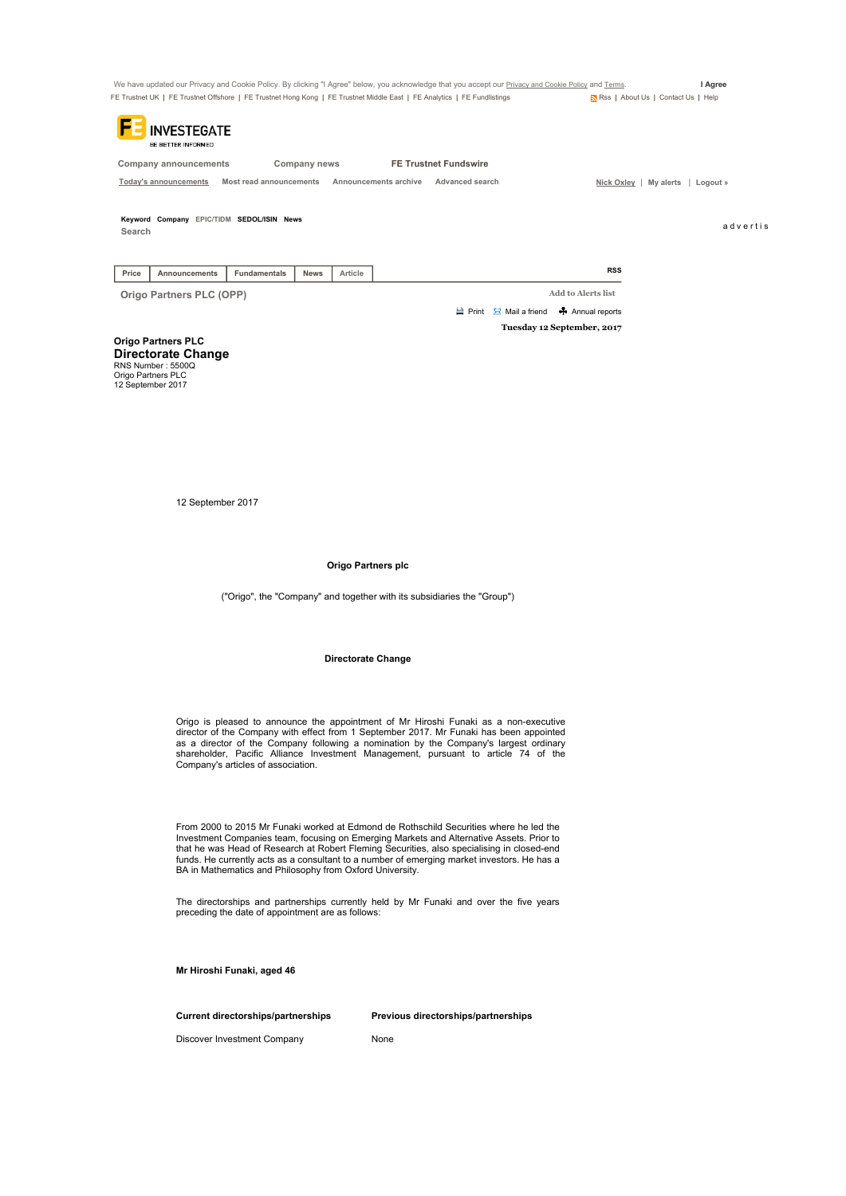We have updated our Privacy and Cookie Policy. By clicking "I Agree" below, you acknowledge that you accept our Privacy and Cookie Policy and Terms. **I Agree**

FE Trustnet UK | FE Trustnet Offshore | FE Trustnet Hong Kong | FE Trustnet Middle East | FE Analytics | FE Fundlistings Rss | About Us | Contact Us | Help

FE INVESTEGATE
BE BETTER INFORMED

Company announcements | Company news | **FE Trustnet Fundswire**

Today's announcements | Most read announcements | Announcements archive | Advanced search | Nick Oxley | My alerts | Logout »

**Keyword** **Company** EPIC/TIDM **SEDOL/ISIN** **News**
Search

Price | Announcements | Fundamentals | News | Article | RSS

Origo Partners PLC (OPP)

Add to Alerts list

Print | Mail a friend | Annual reports

**Tuesday 12 September, 2017**

**Origo Partners PLC**

## Directorate Change

RNS Number : 5500Q
Origo Partners PLC
12 September 2017

12 September 2017

**Origo Partners plc**

("Origo", the "Company" and together with its subsidiaries the "Group")

**Directorate Change**

Origo is pleased to announce the appointment of Mr Hiroshi Funaki as a non-executive director of the Company with effect from 1 September 2017. Mr Funaki has been appointed as a director of the Company following a nomination by the Company's largest ordinary shareholder, Pacific Alliance Investment Management, pursuant to article 74 of the Company's articles of association.

From 2000 to 2015 Mr Funaki worked at Edmond de Rothschild Securities where he led the Investment Companies team, focusing on Emerging Markets and Alternative Assets. Prior to that he was Head of Research at Robert Fleming Securities, also specialising in closed-end funds. He currently acts as a consultant to a number of emerging market investors. He has a BA in Mathematics and Philosophy from Oxford University.

The directorships and partnerships currently held by Mr Funaki and over the five years preceding the date of appointment are as follows:

**Mr Hiroshi Funaki, aged 46**

| **Current directorships/partnerships** | **Previous directorships/partnerships** |
|---|---|
| Discover Investment Company | None |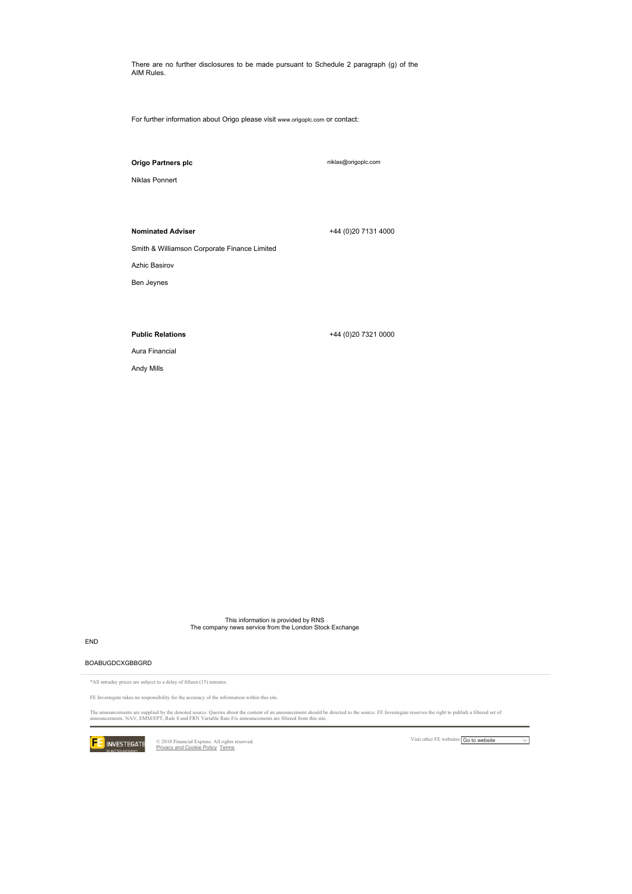There are no further disclosures to be made pursuant to Schedule 2 paragraph (g) of the AIM Rules.

For further information about Origo please visit www.origoplc.com or contact:

| | |
|---|---|
| **Origo Partners plc** | niklas@origoplc.com |
| Niklas Ponnert | |
| | |
| **Nominated Adviser** | +44 (0)20 7131 4000 |
| Smith & Williamson Corporate Finance Limited | |
| Azhic Basirov | |
| Ben Jeynes | |
| | |
| **Public Relations** | +44 (0)20 7321 0000 |
| Aura Financial | |
| Andy Mills | |

This information is provided by RNS
The company news service from the London Stock Exchange

END

BOABUGDCXGBBGRD

*All intraday prices are subject to a delay of fifteen (15) minutes.

FE Investegate takes no responsibility for the accuracy of the information within this site.

The announcements are supplied by the denoted source. Queries about the content of an announcement should be directed to the source. FE Investegate reserves the right to publish a filtered set of announcements. NAV, EMM/EPT, Rule 8 and FRN Variable Rate Fix announcements are filtered from this site.

© 2018 Financial Express. All rights reserved.
Privacy and Cookie Policy Terms

Visit other FE websites Go to website